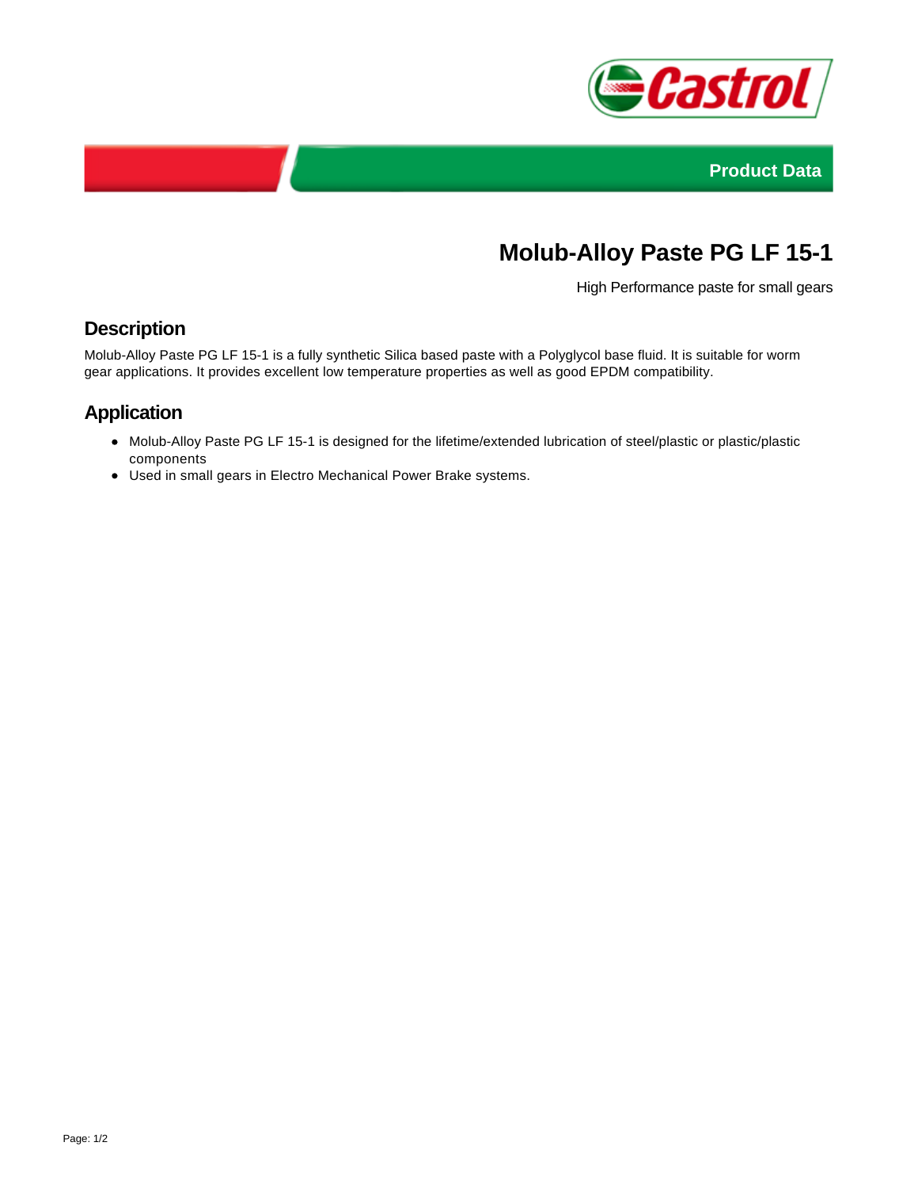Product Data

# Molub-Alloy Paste PG LF 15-1

High Performance paste for small gears

## Description

Molub-Alloy Paste PG LF 15-1 is a fully synthetic Silica based paste with a Polyglycol base fluid. It is suitable for worm gear applications. It provides excellent low temperature properties as well as good EPDM compatibility.

## Application

- Molub-Alloy Paste PG LF 15-1 is designed for the lifetime/extended lubrication of steel/plastic or plastic/plastic components
- Used in small gears in Electro Mechanical Power Brake systems.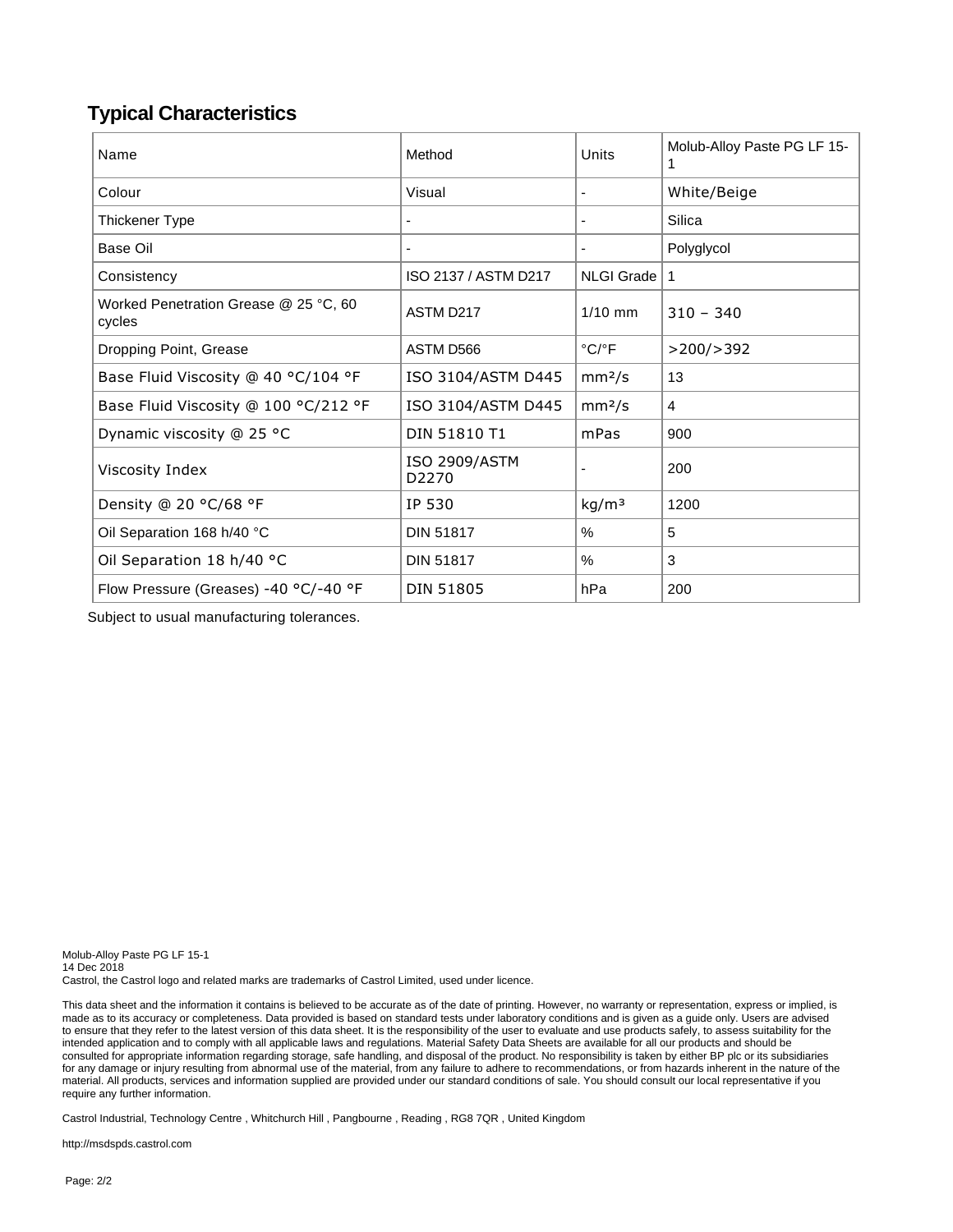## Typical Characteristics

| Name | Method | Units | Molub-Alloy Paste PG LF 15-1 |
|---|---|---|---|
| Colour | Visual | - | White/Beige |
| Thickener Type | - | - | Silica |
| Base Oil | - | - | Polyglycol |
| Consistency | ISO 2137 / ASTM D217 | NLGI Grade | 1 |
| Worked Penetration Grease @ 25 °C, 60 cycles | ASTM D217 | 1/10 mm | 310 – 340 |
| Dropping Point, Grease | ASTM D566 | °C/°F | >200/>392 |
| Base Fluid Viscosity @ 40 °C/104 °F | ISO 3104/ASTM D445 | mm²/s | 13 |
| Base Fluid Viscosity @ 100 °C/212 °F | ISO 3104/ASTM D445 | mm²/s | 4 |
| Dynamic viscosity @ 25 °C | DIN 51810 T1 | mPas | 900 |
| Viscosity Index | ISO 2909/ASTM D2270 | - | 200 |
| Density @ 20 °C/68 °F | IP 530 | kg/m³ | 1200 |
| Oil Separation 168 h/40 °C | DIN 51817 | % | 5 |
| Oil Separation 18 h/40 °C | DIN 51817 | % | 3 |
| Flow Pressure (Greases) -40 °C/-40 °F | DIN 51805 | hPa | 200 |

Subject to usual manufacturing tolerances.

Molub-Alloy Paste PG LF 15-1
14 Dec 2018
Castrol, the Castrol logo and related marks are trademarks of Castrol Limited, used under licence.

This data sheet and the information it contains is believed to be accurate as of the date of printing. However, no warranty or representation, express or implied, is made as to its accuracy or completeness. Data provided is based on standard tests under laboratory conditions and is given as a guide only. Users are advised to ensure that they refer to the latest version of this data sheet. It is the responsibility of the user to evaluate and use products safely, to assess suitability for the intended application and to comply with all applicable laws and regulations. Material Safety Data Sheets are available for all our products and should be consulted for appropriate information regarding storage, safe handling, and disposal of the product. No responsibility is taken by either BP plc or its subsidiaries for any damage or injury resulting from abnormal use of the material, from any failure to adhere to recommendations, or from hazards inherent in the nature of the material. All products, services and information supplied are provided under our standard conditions of sale. You should consult our local representative if you require any further information.

Castrol Industrial, Technology Centre , Whitchurch Hill , Pangbourne , Reading , RG8 7QR , United Kingdom

http://msdspds.castrol.com